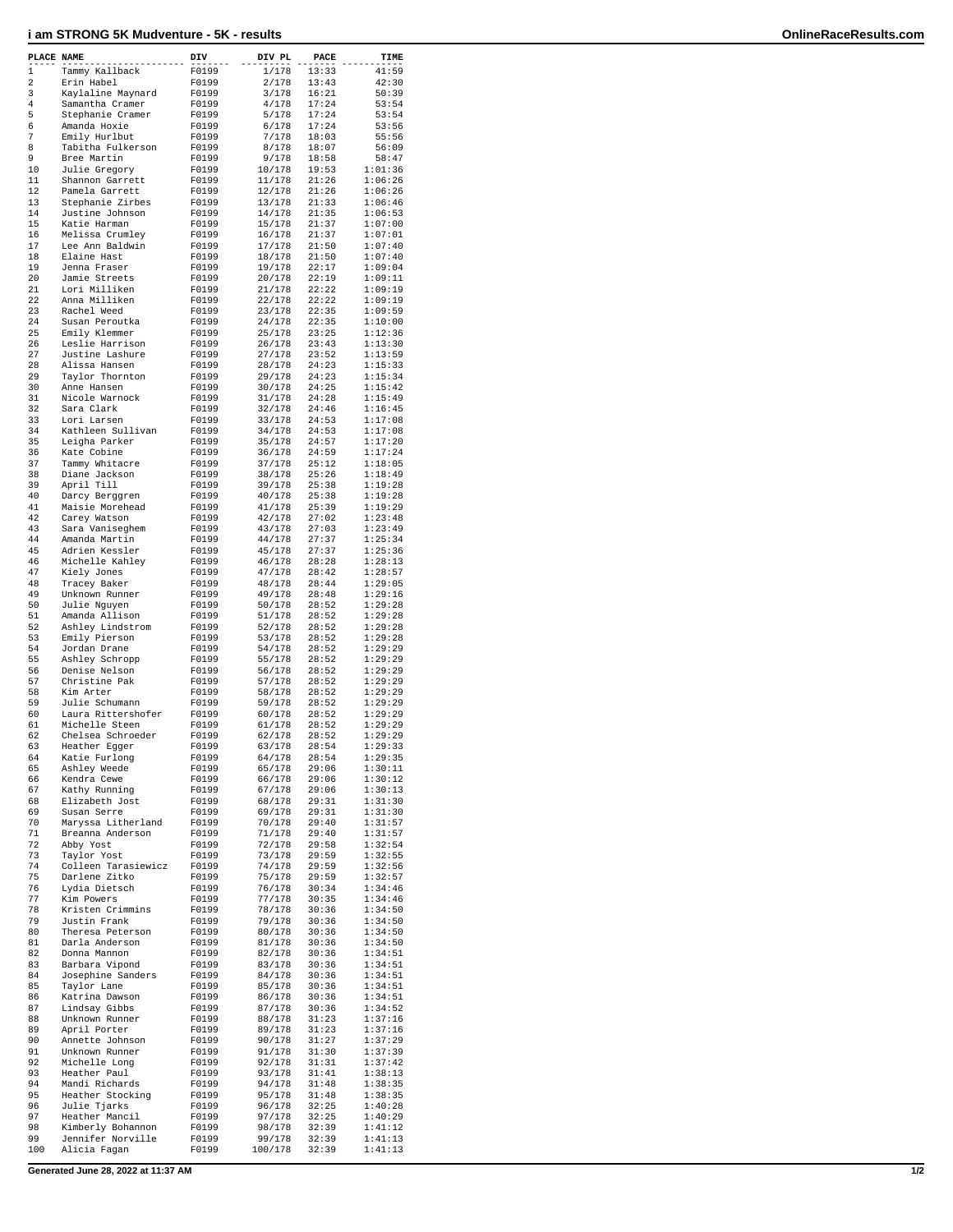# i am STRONG 5K Mudventure - 5K - results

| PLACE | NAME | DIV | DIV PL | PACE | TIME |
|---|---|---|---|---|---|
| 1 | Tammy Kallback | F0199 | 1/178 | 13:33 | 41:59 |
| 2 | Erin Habel | F0199 | 2/178 | 13:43 | 42:30 |
| 3 | Kaylaline Maynard | F0199 | 3/178 | 16:21 | 50:39 |
| 4 | Samantha Cramer | F0199 | 4/178 | 17:24 | 53:54 |
| 5 | Stephanie Cramer | F0199 | 5/178 | 17:24 | 53:54 |
| 6 | Amanda Hoxie | F0199 | 6/178 | 17:24 | 53:56 |
| 7 | Emily Hurlbut | F0199 | 7/178 | 18:03 | 55:56 |
| 8 | Tabitha Fulkerson | F0199 | 8/178 | 18:07 | 56:09 |
| 9 | Bree Martin | F0199 | 9/178 | 18:58 | 58:47 |
| 10 | Julie Gregory | F0199 | 10/178 | 19:53 | 1:01:36 |
| 11 | Shannon Garrett | F0199 | 11/178 | 21:26 | 1:06:26 |
| 12 | Pamela Garrett | F0199 | 12/178 | 21:26 | 1:06:26 |
| 13 | Stephanie Zirbes | F0199 | 13/178 | 21:33 | 1:06:46 |
| 14 | Justine Johnson | F0199 | 14/178 | 21:35 | 1:06:53 |
| 15 | Katie Harman | F0199 | 15/178 | 21:37 | 1:07:00 |
| 16 | Melissa Crumley | F0199 | 16/178 | 21:37 | 1:07:01 |
| 17 | Lee Ann Baldwin | F0199 | 17/178 | 21:50 | 1:07:40 |
| 18 | Elaine Hast | F0199 | 18/178 | 21:50 | 1:07:40 |
| 19 | Jenna Fraser | F0199 | 19/178 | 22:17 | 1:09:04 |
| 20 | Jamie Streets | F0199 | 20/178 | 22:19 | 1:09:11 |
| 21 | Lori Milliken | F0199 | 21/178 | 22:22 | 1:09:19 |
| 22 | Anna Milliken | F0199 | 22/178 | 22:22 | 1:09:19 |
| 23 | Rachel Weed | F0199 | 23/178 | 22:35 | 1:09:59 |
| 24 | Susan Peroutka | F0199 | 24/178 | 22:35 | 1:10:00 |
| 25 | Emily Klemmer | F0199 | 25/178 | 23:25 | 1:12:36 |
| 26 | Leslie Harrison | F0199 | 26/178 | 23:43 | 1:13:30 |
| 27 | Justine Lashure | F0199 | 27/178 | 23:52 | 1:13:59 |
| 28 | Alissa Hansen | F0199 | 28/178 | 24:23 | 1:15:33 |
| 29 | Taylor Thornton | F0199 | 29/178 | 24:23 | 1:15:34 |
| 30 | Anne Hansen | F0199 | 30/178 | 24:25 | 1:15:42 |
| 31 | Nicole Warnock | F0199 | 31/178 | 24:28 | 1:15:49 |
| 32 | Sara Clark | F0199 | 32/178 | 24:46 | 1:16:45 |
| 33 | Lori Larsen | F0199 | 33/178 | 24:53 | 1:17:08 |
| 34 | Kathleen Sullivan | F0199 | 34/178 | 24:53 | 1:17:08 |
| 35 | Leigha Parker | F0199 | 35/178 | 24:57 | 1:17:20 |
| 36 | Kate Cobine | F0199 | 36/178 | 24:59 | 1:17:24 |
| 37 | Tammy Whitacre | F0199 | 37/178 | 25:12 | 1:18:05 |
| 38 | Diane Jackson | F0199 | 38/178 | 25:26 | 1:18:49 |
| 39 | April Till | F0199 | 39/178 | 25:38 | 1:19:28 |
| 40 | Darcy Berggren | F0199 | 40/178 | 25:38 | 1:19:28 |
| 41 | Maisie Morehead | F0199 | 41/178 | 25:39 | 1:19:29 |
| 42 | Carey Watson | F0199 | 42/178 | 27:02 | 1:23:48 |
| 43 | Sara Vaniseghem | F0199 | 43/178 | 27:03 | 1:23:49 |
| 44 | Amanda Martin | F0199 | 44/178 | 27:37 | 1:25:34 |
| 45 | Adrien Kessler | F0199 | 45/178 | 27:37 | 1:25:36 |
| 46 | Michelle Kahley | F0199 | 46/178 | 28:28 | 1:28:13 |
| 47 | Kiely Jones | F0199 | 47/178 | 28:42 | 1:28:57 |
| 48 | Tracey Baker | F0199 | 48/178 | 28:44 | 1:29:05 |
| 49 | Unknown Runner | F0199 | 49/178 | 28:48 | 1:29:16 |
| 50 | Julie Nguyen | F0199 | 50/178 | 28:52 | 1:29:28 |
| 51 | Amanda Allison | F0199 | 51/178 | 28:52 | 1:29:28 |
| 52 | Ashley Lindstrom | F0199 | 52/178 | 28:52 | 1:29:28 |
| 53 | Emily Pierson | F0199 | 53/178 | 28:52 | 1:29:28 |
| 54 | Jordan Drane | F0199 | 54/178 | 28:52 | 1:29:29 |
| 55 | Ashley Schropp | F0199 | 55/178 | 28:52 | 1:29:29 |
| 56 | Denise Nelson | F0199 | 56/178 | 28:52 | 1:29:29 |
| 57 | Christine Pak | F0199 | 57/178 | 28:52 | 1:29:29 |
| 58 | Kim Arter | F0199 | 58/178 | 28:52 | 1:29:29 |
| 59 | Julie Schumann | F0199 | 59/178 | 28:52 | 1:29:29 |
| 60 | Laura Rittershofer | F0199 | 60/178 | 28:52 | 1:29:29 |
| 61 | Michelle Steen | F0199 | 61/178 | 28:52 | 1:29:29 |
| 62 | Chelsea Schroeder | F0199 | 62/178 | 28:52 | 1:29:29 |
| 63 | Heather Egger | F0199 | 63/178 | 28:54 | 1:29:33 |
| 64 | Katie Furlong | F0199 | 64/178 | 28:54 | 1:29:35 |
| 65 | Ashley Weede | F0199 | 65/178 | 29:06 | 1:30:11 |
| 66 | Kendra Cewe | F0199 | 66/178 | 29:06 | 1:30:12 |
| 67 | Kathy Running | F0199 | 67/178 | 29:06 | 1:30:13 |
| 68 | Elizabeth Jost | F0199 | 68/178 | 29:31 | 1:31:30 |
| 69 | Susan Serre | F0199 | 69/178 | 29:31 | 1:31:30 |
| 70 | Maryssa Litherland | F0199 | 70/178 | 29:40 | 1:31:57 |
| 71 | Breanna Anderson | F0199 | 71/178 | 29:40 | 1:31:57 |
| 72 | Abby Yost | F0199 | 72/178 | 29:58 | 1:32:54 |
| 73 | Taylor Yost | F0199 | 73/178 | 29:59 | 1:32:55 |
| 74 | Colleen Tarasiewicz | F0199 | 74/178 | 29:59 | 1:32:56 |
| 75 | Darlene Zitko | F0199 | 75/178 | 29:59 | 1:32:57 |
| 76 | Lydia Dietsch | F0199 | 76/178 | 30:34 | 1:34:46 |
| 77 | Kim Powers | F0199 | 77/178 | 30:35 | 1:34:46 |
| 78 | Kristen Crimmins | F0199 | 78/178 | 30:36 | 1:34:50 |
| 79 | Justin Frank | F0199 | 79/178 | 30:36 | 1:34:50 |
| 80 | Theresa Peterson | F0199 | 80/178 | 30:36 | 1:34:50 |
| 81 | Darla Anderson | F0199 | 81/178 | 30:36 | 1:34:50 |
| 82 | Donna Mannon | F0199 | 82/178 | 30:36 | 1:34:51 |
| 83 | Barbara Vipond | F0199 | 83/178 | 30:36 | 1:34:51 |
| 84 | Josephine Sanders | F0199 | 84/178 | 30:36 | 1:34:51 |
| 85 | Taylor Lane | F0199 | 85/178 | 30:36 | 1:34:51 |
| 86 | Katrina Dawson | F0199 | 86/178 | 30:36 | 1:34:51 |
| 87 | Lindsay Gibbs | F0199 | 87/178 | 30:36 | 1:34:52 |
| 88 | Unknown Runner | F0199 | 88/178 | 31:23 | 1:37:16 |
| 89 | April Porter | F0199 | 89/178 | 31:23 | 1:37:16 |
| 90 | Annette Johnson | F0199 | 90/178 | 31:27 | 1:37:29 |
| 91 | Unknown Runner | F0199 | 91/178 | 31:30 | 1:37:39 |
| 92 | Michelle Long | F0199 | 92/178 | 31:31 | 1:37:42 |
| 93 | Heather Paul | F0199 | 93/178 | 31:41 | 1:38:13 |
| 94 | Mandi Richards | F0199 | 94/178 | 31:48 | 1:38:35 |
| 95 | Heather Stocking | F0199 | 95/178 | 31:48 | 1:38:35 |
| 96 | Julie Tjarks | F0199 | 96/178 | 32:25 | 1:40:28 |
| 97 | Heather Mancil | F0199 | 97/178 | 32:25 | 1:40:29 |
| 98 | Kimberly Bohannon | F0199 | 98/178 | 32:39 | 1:41:12 |
| 99 | Jennifer Norville | F0199 | 99/178 | 32:39 | 1:41:13 |
| 100 | Alicia Fagan | F0199 | 100/178 | 32:39 | 1:41:13 |

Generated June 28, 2022 at 11:37 AM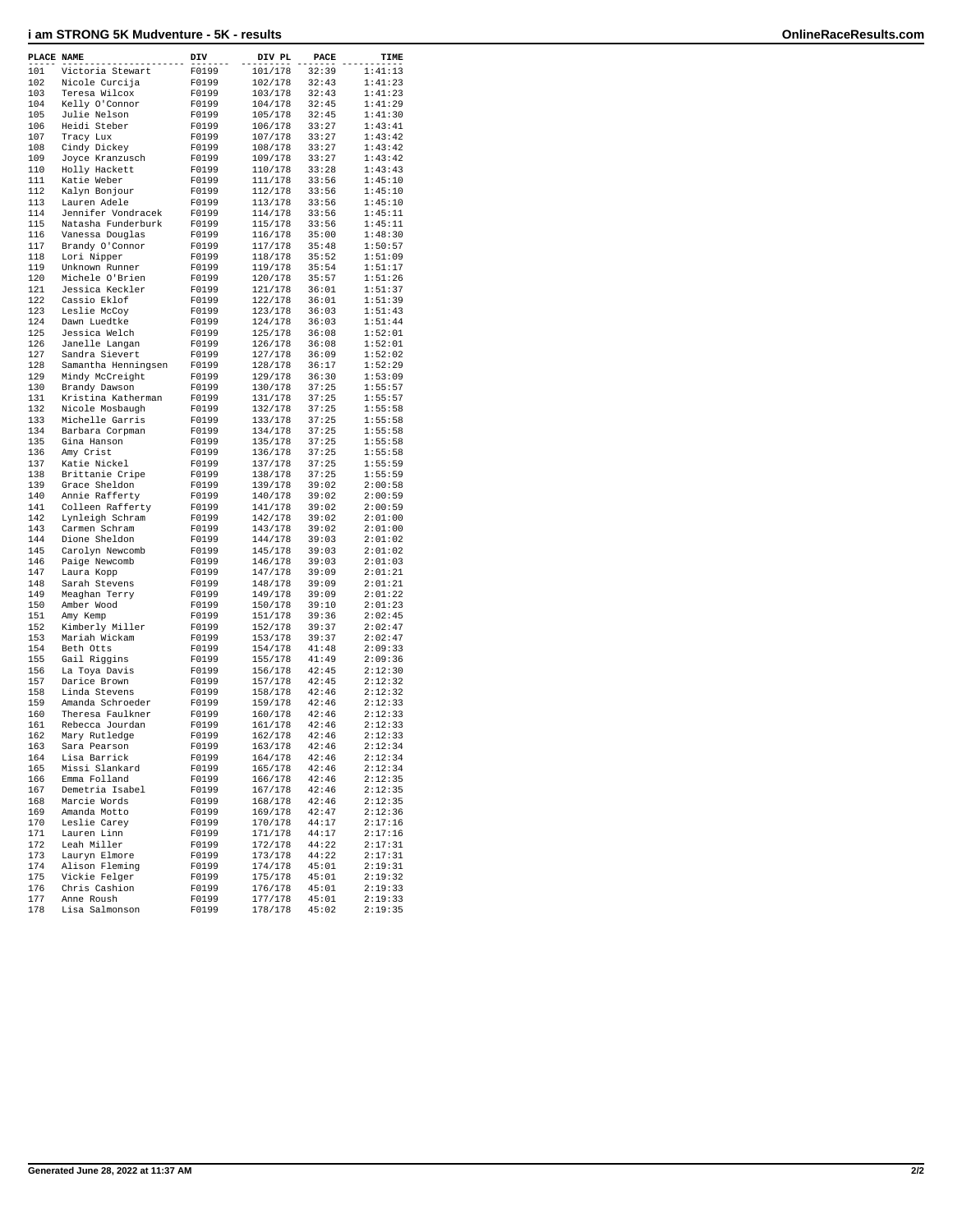| PLACE | NAME | DIV | DIV PL | PACE | TIME |
|---|---|---|---|---|---|
| 101 | Victoria Stewart | F0199 | 101/178 | 32:39 | 1:41:13 |
| 102 | Nicole Curcija | F0199 | 102/178 | 32:43 | 1:41:23 |
| 103 | Teresa Wilcox | F0199 | 103/178 | 32:43 | 1:41:23 |
| 104 | Kelly O'Connor | F0199 | 104/178 | 32:45 | 1:41:29 |
| 105 | Julie Nelson | F0199 | 105/178 | 32:45 | 1:41:30 |
| 106 | Heidi Steber | F0199 | 106/178 | 33:27 | 1:43:41 |
| 107 | Tracy Lux | F0199 | 107/178 | 33:27 | 1:43:42 |
| 108 | Cindy Dickey | F0199 | 108/178 | 33:27 | 1:43:42 |
| 109 | Joyce Kranzusch | F0199 | 109/178 | 33:27 | 1:43:42 |
| 110 | Holly Hackett | F0199 | 110/178 | 33:28 | 1:43:43 |
| 111 | Katie Weber | F0199 | 111/178 | 33:56 | 1:45:10 |
| 112 | Kalyn Bonjour | F0199 | 112/178 | 33:56 | 1:45:10 |
| 113 | Lauren Adele | F0199 | 113/178 | 33:56 | 1:45:10 |
| 114 | Jennifer Vondracek | F0199 | 114/178 | 33:56 | 1:45:11 |
| 115 | Natasha Funderburk | F0199 | 115/178 | 33:56 | 1:45:11 |
| 116 | Vanessa Douglas | F0199 | 116/178 | 35:00 | 1:48:30 |
| 117 | Brandy O'Connor | F0199 | 117/178 | 35:48 | 1:50:57 |
| 118 | Lori Nipper | F0199 | 118/178 | 35:52 | 1:51:09 |
| 119 | Unknown Runner | F0199 | 119/178 | 35:54 | 1:51:17 |
| 120 | Michele O'Brien | F0199 | 120/178 | 35:57 | 1:51:26 |
| 121 | Jessica Keckler | F0199 | 121/178 | 36:01 | 1:51:37 |
| 122 | Cassio Eklof | F0199 | 122/178 | 36:01 | 1:51:39 |
| 123 | Leslie McCoy | F0199 | 123/178 | 36:03 | 1:51:43 |
| 124 | Dawn Luedtke | F0199 | 124/178 | 36:03 | 1:51:44 |
| 125 | Jessica Welch | F0199 | 125/178 | 36:08 | 1:52:01 |
| 126 | Janelle Langan | F0199 | 126/178 | 36:08 | 1:52:01 |
| 127 | Sandra Sievert | F0199 | 127/178 | 36:09 | 1:52:02 |
| 128 | Samantha Henningsen | F0199 | 128/178 | 36:17 | 1:52:29 |
| 129 | Mindy McCreight | F0199 | 129/178 | 36:30 | 1:53:09 |
| 130 | Brandy Dawson | F0199 | 130/178 | 37:25 | 1:55:57 |
| 131 | Kristina Katherman | F0199 | 131/178 | 37:25 | 1:55:57 |
| 132 | Nicole Mosbaugh | F0199 | 132/178 | 37:25 | 1:55:58 |
| 133 | Michelle Garris | F0199 | 133/178 | 37:25 | 1:55:58 |
| 134 | Barbara Corpman | F0199 | 134/178 | 37:25 | 1:55:58 |
| 135 | Gina Hanson | F0199 | 135/178 | 37:25 | 1:55:58 |
| 136 | Amy Crist | F0199 | 136/178 | 37:25 | 1:55:58 |
| 137 | Katie Nickel | F0199 | 137/178 | 37:25 | 1:55:59 |
| 138 | Brittanie Cripe | F0199 | 138/178 | 37:25 | 1:55:59 |
| 139 | Grace Sheldon | F0199 | 139/178 | 39:02 | 2:00:58 |
| 140 | Annie Rafferty | F0199 | 140/178 | 39:02 | 2:00:59 |
| 141 | Colleen Rafferty | F0199 | 141/178 | 39:02 | 2:00:59 |
| 142 | Lynleigh Schram | F0199 | 142/178 | 39:02 | 2:01:00 |
| 143 | Carmen Schram | F0199 | 143/178 | 39:02 | 2:01:00 |
| 144 | Dione Sheldon | F0199 | 144/178 | 39:03 | 2:01:02 |
| 145 | Carolyn Newcomb | F0199 | 145/178 | 39:03 | 2:01:02 |
| 146 | Paige Newcomb | F0199 | 146/178 | 39:03 | 2:01:03 |
| 147 | Laura Kopp | F0199 | 147/178 | 39:09 | 2:01:21 |
| 148 | Sarah Stevens | F0199 | 148/178 | 39:09 | 2:01:21 |
| 149 | Meaghan Terry | F0199 | 149/178 | 39:09 | 2:01:22 |
| 150 | Amber Wood | F0199 | 150/178 | 39:10 | 2:01:23 |
| 151 | Amy Kemp | F0199 | 151/178 | 39:36 | 2:02:45 |
| 152 | Kimberly Miller | F0199 | 152/178 | 39:37 | 2:02:47 |
| 153 | Mariah Wickam | F0199 | 153/178 | 39:37 | 2:02:47 |
| 154 | Beth Otts | F0199 | 154/178 | 41:48 | 2:09:33 |
| 155 | Gail Riggins | F0199 | 155/178 | 41:49 | 2:09:36 |
| 156 | La Toya Davis | F0199 | 156/178 | 42:45 | 2:12:30 |
| 157 | Darice Brown | F0199 | 157/178 | 42:45 | 2:12:32 |
| 158 | Linda Stevens | F0199 | 158/178 | 42:46 | 2:12:32 |
| 159 | Amanda Schroeder | F0199 | 159/178 | 42:46 | 2:12:33 |
| 160 | Theresa Faulkner | F0199 | 160/178 | 42:46 | 2:12:33 |
| 161 | Rebecca Jourdan | F0199 | 161/178 | 42:46 | 2:12:33 |
| 162 | Mary Rutledge | F0199 | 162/178 | 42:46 | 2:12:33 |
| 163 | Sara Pearson | F0199 | 163/178 | 42:46 | 2:12:34 |
| 164 | Lisa Barrick | F0199 | 164/178 | 42:46 | 2:12:34 |
| 165 | Missi Slankard | F0199 | 165/178 | 42:46 | 2:12:34 |
| 166 | Emma Folland | F0199 | 166/178 | 42:46 | 2:12:35 |
| 167 | Demetria Isabel | F0199 | 167/178 | 42:46 | 2:12:35 |
| 168 | Marcie Words | F0199 | 168/178 | 42:46 | 2:12:35 |
| 169 | Amanda Motto | F0199 | 169/178 | 42:47 | 2:12:36 |
| 170 | Leslie Carey | F0199 | 170/178 | 44:17 | 2:17:16 |
| 171 | Lauren Linn | F0199 | 171/178 | 44:17 | 2:17:16 |
| 172 | Leah Miller | F0199 | 172/178 | 44:22 | 2:17:31 |
| 173 | Lauryn Elmore | F0199 | 173/178 | 44:22 | 2:17:31 |
| 174 | Alison Fleming | F0199 | 174/178 | 45:01 | 2:19:31 |
| 175 | Vickie Felger | F0199 | 175/178 | 45:01 | 2:19:32 |
| 176 | Chris Cashion | F0199 | 176/178 | 45:01 | 2:19:33 |
| 177 | Anne Roush | F0199 | 177/178 | 45:01 | 2:19:33 |
| 178 | Lisa Salmonson | F0199 | 178/178 | 45:02 | 2:19:35 |